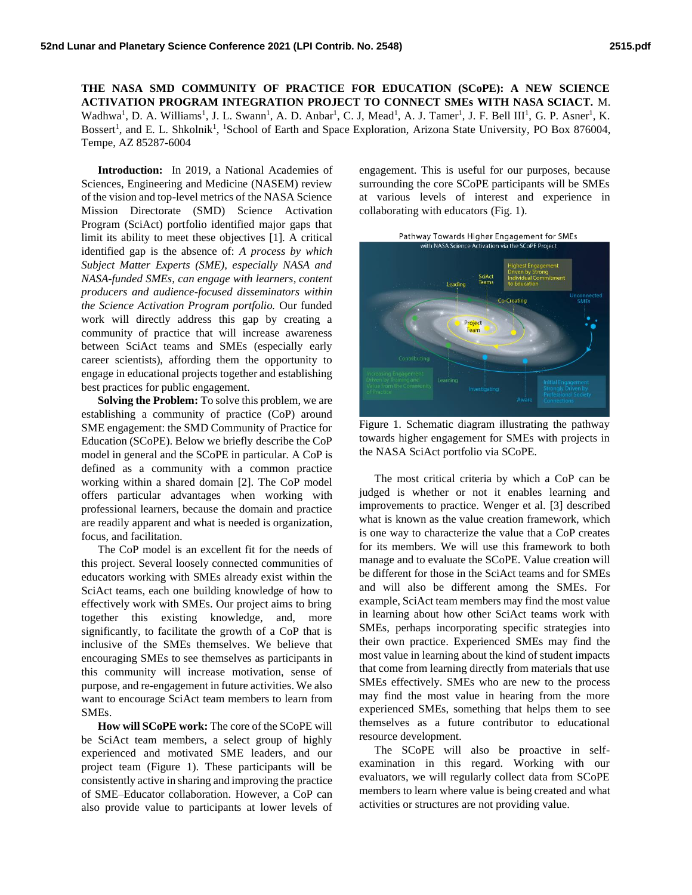**THE NASA SMD COMMUNITY OF PRACTICE FOR EDUCATION (SCoPE): A NEW SCIENCE ACTIVATION PROGRAM INTEGRATION PROJECT TO CONNECT SMEs WITH NASA SCIACT.** M. Wadhwa[1], D. A. Williams[1], J. L. Swann[1], A. D. Anbar[1], C. J, Mead[1], A. J. Tamer[1], J. F. Bell III[1], G. P. Asner[1], K. Bossert[1], and E. L. Shkolnik[1], [1]School of Earth and Space Exploration, Arizona State University, PO Box 876004, Tempe, AZ 85287-6004

**Introduction:** In 2019, a National Academies of Sciences, Engineering and Medicine (NASEM) review of the vision and top-level metrics of the NASA Science Mission Directorate (SMD) Science Activation Program (SciAct) portfolio identified major gaps that limit its ability to meet these objectives [1]. A critical identified gap is the absence of: *A process by which Subject Matter Experts (SME), especially NASA and NASA-funded SMEs, can engage with learners, content producers and audience-focused disseminators within the Science Activation Program portfolio.* Our funded work will directly address this gap by creating a community of practice that will increase awareness between SciAct teams and SMEs (especially early career scientists), affording them the opportunity to engage in educational projects together and establishing best practices for public engagement.

**Solving the Problem:** To solve this problem, we are establishing a community of practice (CoP) around SME engagement: the SMD Community of Practice for Education (SCoPE). Below we briefly describe the CoP model in general and the SCoPE in particular. A CoP is defined as a community with a common practice working within a shared domain [2]. The CoP model offers particular advantages when working with professional learners, because the domain and practice are readily apparent and what is needed is organization, focus, and facilitation.

The CoP model is an excellent fit for the needs of this project. Several loosely connected communities of educators working with SMEs already exist within the SciAct teams, each one building knowledge of how to effectively work with SMEs. Our project aims to bring together this existing knowledge, and, more significantly, to facilitate the growth of a CoP that is inclusive of the SMEs themselves. We believe that encouraging SMEs to see themselves as participants in this community will increase motivation, sense of purpose, and re-engagement in future activities. We also want to encourage SciAct team members to learn from SMEs.

**How will SCoPE work:** The core of the SCoPE will be SciAct team members, a select group of highly experienced and motivated SME leaders, and our project team (Figure 1). These participants will be consistently active in sharing and improving the practice of SME–Educator collaboration. However, a CoP can also provide value to participants at lower levels of engagement. This is useful for our purposes, because surrounding the core SCoPE participants will be SMEs at various levels of interest and experience in collaborating with educators (Fig. 1).

Figure 1. Schematic diagram illustrating the pathway towards higher engagement for SMEs with projects in the NASA SciAct portfolio via SCoPE.

The most critical criteria by which a CoP can be judged is whether or not it enables learning and improvements to practice. Wenger et al. [3] described what is known as the value creation framework, which is one way to characterize the value that a CoP creates for its members. We will use this framework to both manage and to evaluate the SCoPE. Value creation will be different for those in the SciAct teams and for SMEs and will also be different among the SMEs. For example, SciAct team members may find the most value in learning about how other SciAct teams work with SMEs, perhaps incorporating specific strategies into their own practice. Experienced SMEs may find the most value in learning about the kind of student impacts that come from learning directly from materials that use SMEs effectively. SMEs who are new to the process may find the most value in hearing from the more experienced SMEs, something that helps them to see themselves as a future contributor to educational resource development.

The SCoPE will also be proactive in self-examination in this regard. Working with our evaluators, we will regularly collect data from SCoPE members to learn where value is being created and what activities or structures are not providing value.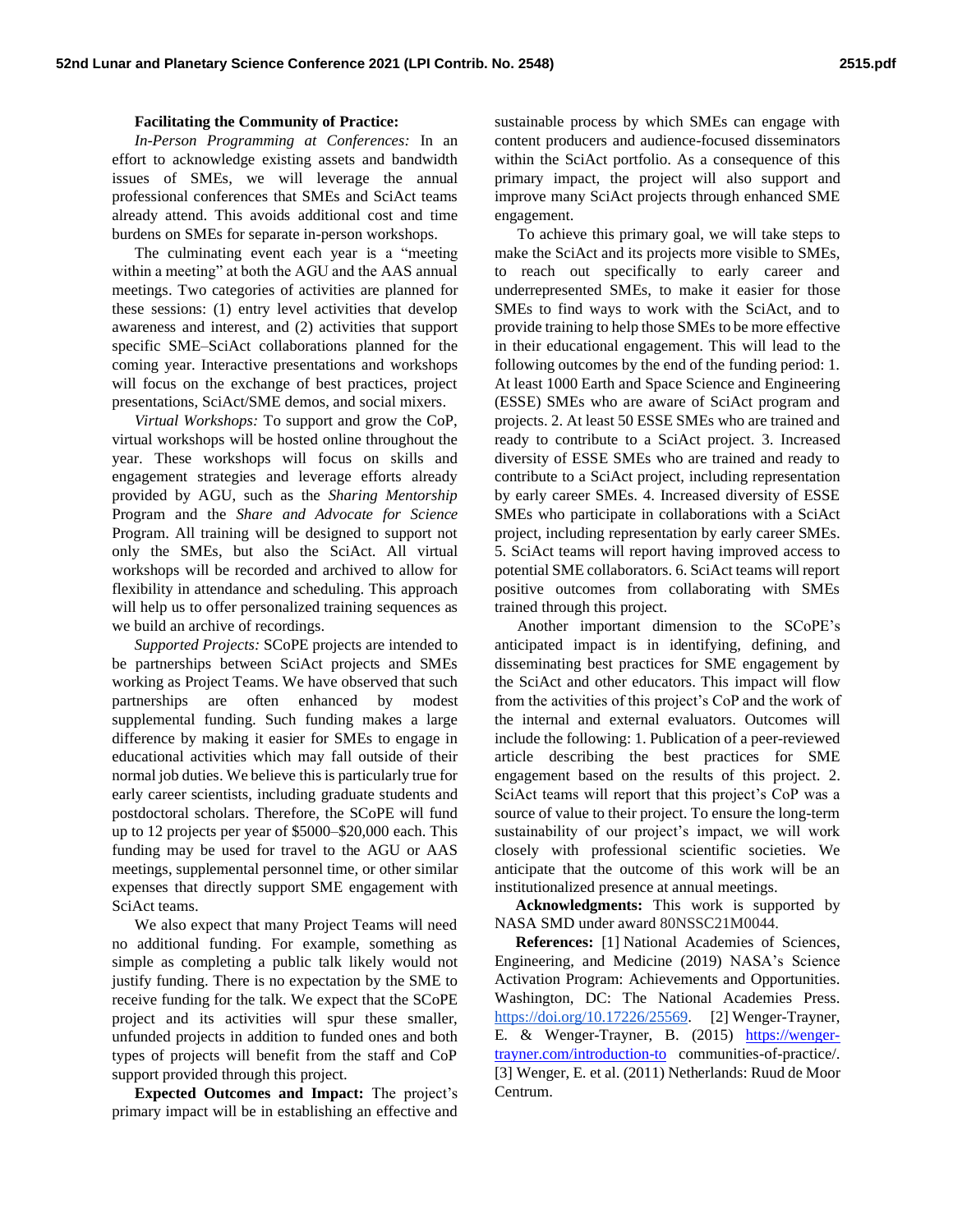**Facilitating the Community of Practice:**

*In-Person Programming at Conferences:* In an effort to acknowledge existing assets and bandwidth issues of SMEs, we will leverage the annual professional conferences that SMEs and SciAct teams already attend. This avoids additional cost and time burdens on SMEs for separate in-person workshops.

The culminating event each year is a "meeting within a meeting" at both the AGU and the AAS annual meetings. Two categories of activities are planned for these sessions: (1) entry level activities that develop awareness and interest, and (2) activities that support specific SME–SciAct collaborations planned for the coming year. Interactive presentations and workshops will focus on the exchange of best practices, project presentations, SciAct/SME demos, and social mixers.

*Virtual Workshops:* To support and grow the CoP, virtual workshops will be hosted online throughout the year. These workshops will focus on skills and engagement strategies and leverage efforts already provided by AGU, such as the *Sharing Mentorship* Program and the *Share and Advocate for Science* Program. All training will be designed to support not only the SMEs, but also the SciAct. All virtual workshops will be recorded and archived to allow for flexibility in attendance and scheduling. This approach will help us to offer personalized training sequences as we build an archive of recordings.

*Supported Projects:* SCoPE projects are intended to be partnerships between SciAct projects and SMEs working as Project Teams. We have observed that such partnerships are often enhanced by modest supplemental funding. Such funding makes a large difference by making it easier for SMEs to engage in educational activities which may fall outside of their normal job duties. We believe this is particularly true for early career scientists, including graduate students and postdoctoral scholars. Therefore, the SCoPE will fund up to 12 projects per year of $5000–$20,000 each. This funding may be used for travel to the AGU or AAS meetings, supplemental personnel time, or other similar expenses that directly support SME engagement with SciAct teams.

We also expect that many Project Teams will need no additional funding. For example, something as simple as completing a public talk likely would not justify funding. There is no expectation by the SME to receive funding for the talk. We expect that the SCoPE project and its activities will spur these smaller, unfunded projects in addition to funded ones and both types of projects will benefit from the staff and CoP support provided through this project.

**Expected Outcomes and Impact:** The project's primary impact will be in establishing an effective and sustainable process by which SMEs can engage with content producers and audience-focused disseminators within the SciAct portfolio. As a consequence of this primary impact, the project will also support and improve many SciAct projects through enhanced SME engagement.

To achieve this primary goal, we will take steps to make the SciAct and its projects more visible to SMEs, to reach out specifically to early career and underrepresented SMEs, to make it easier for those SMEs to find ways to work with the SciAct, and to provide training to help those SMEs to be more effective in their educational engagement. This will lead to the following outcomes by the end of the funding period: 1. At least 1000 Earth and Space Science and Engineering (ESSE) SMEs who are aware of SciAct program and projects. 2. At least 50 ESSE SMEs who are trained and ready to contribute to a SciAct project. 3. Increased diversity of ESSE SMEs who are trained and ready to contribute to a SciAct project, including representation by early career SMEs. 4. Increased diversity of ESSE SMEs who participate in collaborations with a SciAct project, including representation by early career SMEs. 5. SciAct teams will report having improved access to potential SME collaborators. 6. SciAct teams will report positive outcomes from collaborating with SMEs trained through this project.

Another important dimension to the SCoPE's anticipated impact is in identifying, defining, and disseminating best practices for SME engagement by the SciAct and other educators. This impact will flow from the activities of this project's CoP and the work of the internal and external evaluators. Outcomes will include the following: 1. Publication of a peer-reviewed article describing the best practices for SME engagement based on the results of this project. 2. SciAct teams will report that this project's CoP was a source of value to their project. To ensure the long-term sustainability of our project's impact, we will work closely with professional scientific societies. We anticipate that the outcome of this work will be an institutionalized presence at annual meetings.

**Acknowledgments:** This work is supported by NASA SMD under award 80NSSC21M0044.

**References:** [1] National Academies of Sciences, Engineering, and Medicine (2019) NASA's Science Activation Program: Achievements and Opportunities. Washington, DC: The National Academies Press. https://doi.org/10.17226/25569. [2] Wenger-Trayner, E. & Wenger-Trayner, B. (2015) https://wenger-trayner.com/introduction-to communities-of-practice/. [3] Wenger, E. et al. (2011) Netherlands: Ruud de Moor Centrum.